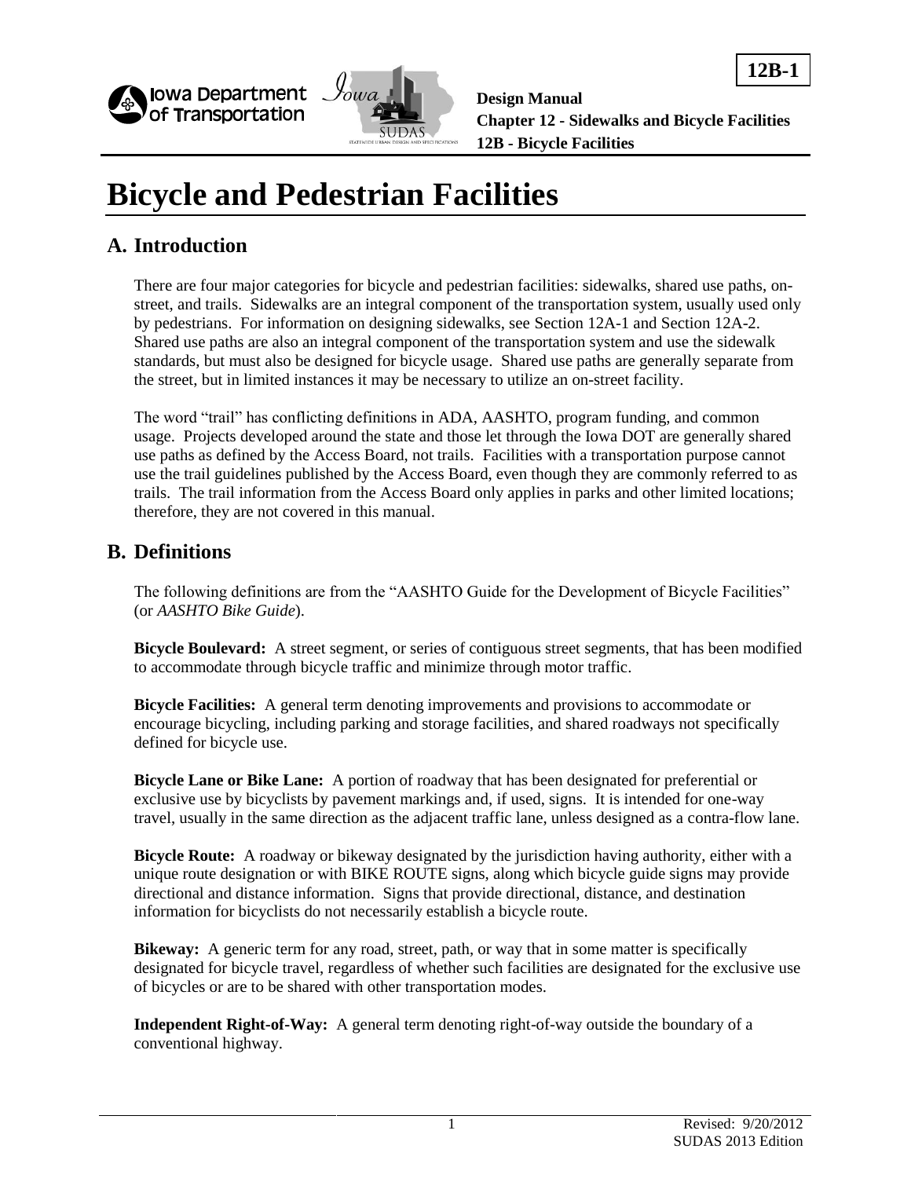# Bicycle and Pedestrian Facilities

## A. Introduction

There are four major categories for bicycle and pedestrian facilities: sidewalks, shared use paths, on-street, and trails. Sidewalks are an integral component of the transportation system, usually used only by pedestrians. For information on designing sidewalks, see Section 12A-1 and Section 12A-2. Shared use paths are also an integral component of the transportation system and use the sidewalk standards, but must also be designed for bicycle usage. Shared use paths are generally separate from the street, but in limited instances it may be necessary to utilize an on-street facility.

The word "trail" has conflicting definitions in ADA, AASHTO, program funding, and common usage. Projects developed around the state and those let through the Iowa DOT are generally shared use paths as defined by the Access Board, not trails. Facilities with a transportation purpose cannot use the trail guidelines published by the Access Board, even though they are commonly referred to as trails. The trail information from the Access Board only applies in parks and other limited locations; therefore, they are not covered in this manual.

## B. Definitions

The following definitions are from the "AASHTO Guide for the Development of Bicycle Facilities" (or *AASHTO Bike Guide*).

**Bicycle Boulevard:** A street segment, or series of contiguous street segments, that has been modified to accommodate through bicycle traffic and minimize through motor traffic.

**Bicycle Facilities:** A general term denoting improvements and provisions to accommodate or encourage bicycling, including parking and storage facilities, and shared roadways not specifically defined for bicycle use.

**Bicycle Lane or Bike Lane:** A portion of roadway that has been designated for preferential or exclusive use by bicyclists by pavement markings and, if used, signs. It is intended for one-way travel, usually in the same direction as the adjacent traffic lane, unless designed as a contra-flow lane.

**Bicycle Route:** A roadway or bikeway designated by the jurisdiction having authority, either with a unique route designation or with BIKE ROUTE signs, along which bicycle guide signs may provide directional and distance information. Signs that provide directional, distance, and destination information for bicyclists do not necessarily establish a bicycle route.

**Bikeway:** A generic term for any road, street, path, or way that in some matter is specifically designated for bicycle travel, regardless of whether such facilities are designated for the exclusive use of bicycles or are to be shared with other transportation modes.

**Independent Right-of-Way:** A general term denoting right-of-way outside the boundary of a conventional highway.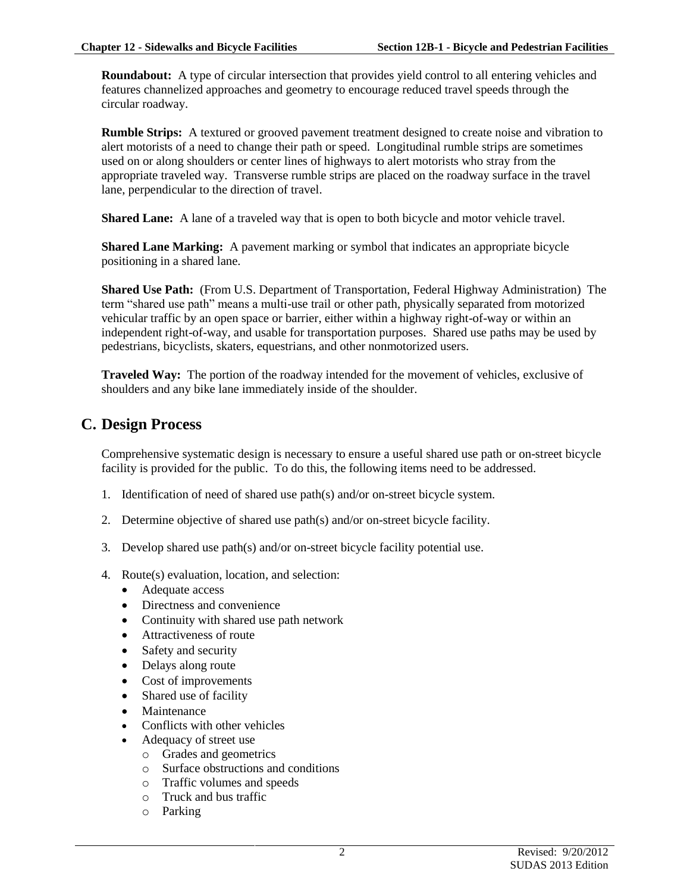**Roundabout:** A type of circular intersection that provides yield control to all entering vehicles and features channelized approaches and geometry to encourage reduced travel speeds through the circular roadway.

**Rumble Strips:** A textured or grooved pavement treatment designed to create noise and vibration to alert motorists of a need to change their path or speed. Longitudinal rumble strips are sometimes used on or along shoulders or center lines of highways to alert motorists who stray from the appropriate traveled way. Transverse rumble strips are placed on the roadway surface in the travel lane, perpendicular to the direction of travel.

**Shared Lane:** A lane of a traveled way that is open to both bicycle and motor vehicle travel.

**Shared Lane Marking:** A pavement marking or symbol that indicates an appropriate bicycle positioning in a shared lane.

**Shared Use Path:** (From U.S. Department of Transportation, Federal Highway Administration) The term "shared use path" means a multi-use trail or other path, physically separated from motorized vehicular traffic by an open space or barrier, either within a highway right-of-way or within an independent right-of-way, and usable for transportation purposes. Shared use paths may be used by pedestrians, bicyclists, skaters, equestrians, and other nonmotorized users.

**Traveled Way:** The portion of the roadway intended for the movement of vehicles, exclusive of shoulders and any bike lane immediately inside of the shoulder.

## C. Design Process

Comprehensive systematic design is necessary to ensure a useful shared use path or on-street bicycle facility is provided for the public. To do this, the following items need to be addressed.

1. Identification of need of shared use path(s) and/or on-street bicycle system.

2. Determine objective of shared use path(s) and/or on-street bicycle facility.

3. Develop shared use path(s) and/or on-street bicycle facility potential use.

4. Route(s) evaluation, location, and selection:
   - Adequate access
   - Directness and convenience
   - Continuity with shared use path network
   - Attractiveness of route
   - Safety and security
   - Delays along route
   - Cost of improvements
   - Shared use of facility
   - Maintenance
   - Conflicts with other vehicles
   - Adequacy of street use
     - Grades and geometrics
     - Surface obstructions and conditions
     - Traffic volumes and speeds
     - Truck and bus traffic
     - Parking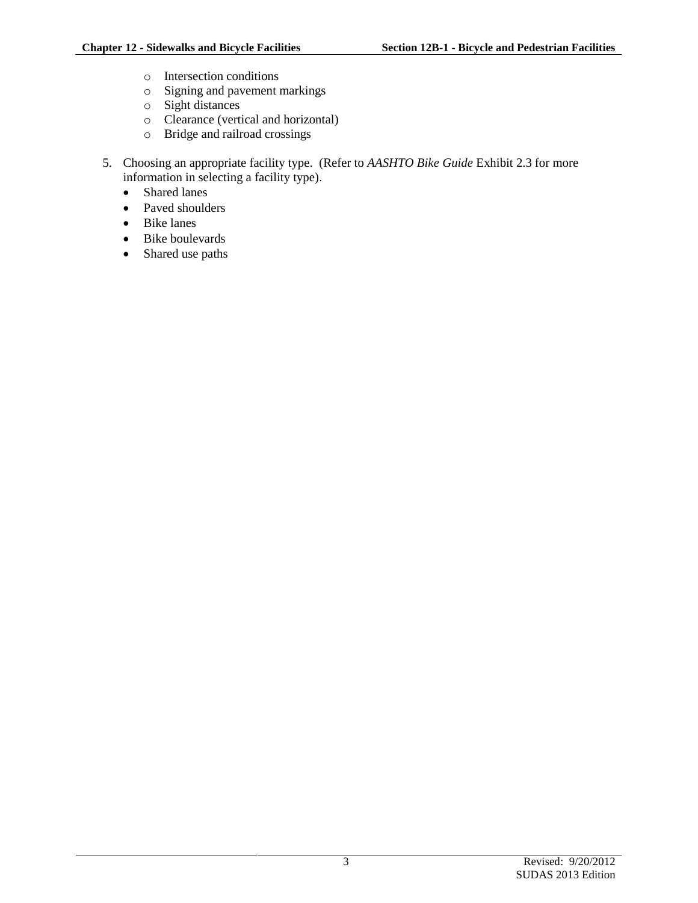- Intersection conditions
   - Signing and pavement markings
   - Sight distances
   - Clearance (vertical and horizontal)
   - Bridge and railroad crossings

5. Choosing an appropriate facility type. (Refer to *AASHTO Bike Guide* Exhibit 2.3 for more information in selecting a facility type).
   - Shared lanes
   - Paved shoulders
   - Bike lanes
   - Bike boulevards
   - Shared use paths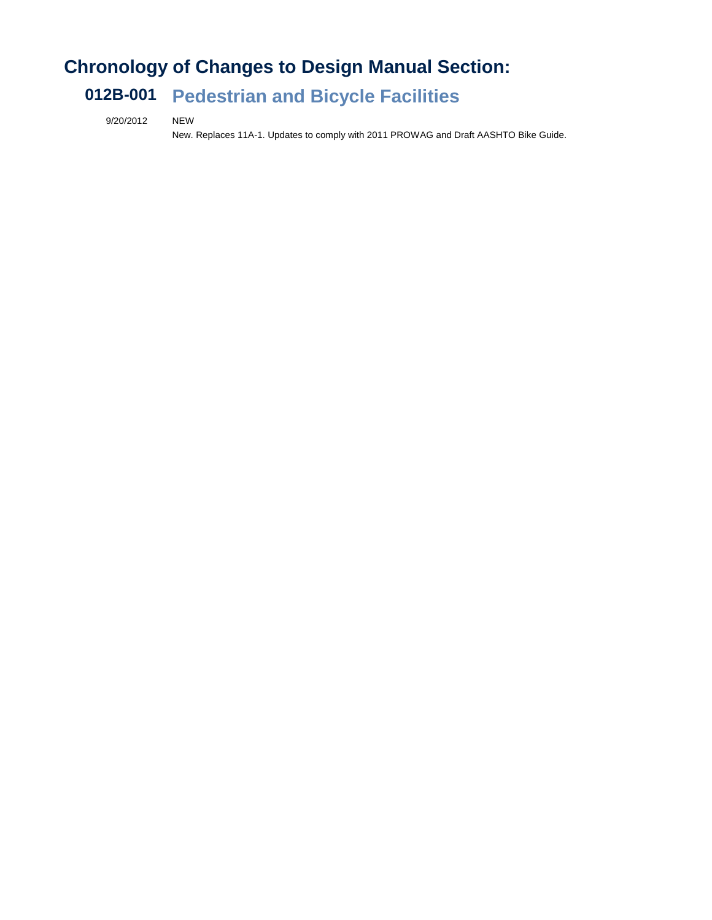# Chronology of Changes to Design Manual Section:

## 012B-001 Pedestrian and Bicycle Facilities

9/20/2012 NEW

New. Replaces 11A-1. Updates to comply with 2011 PROWAG and Draft AASHTO Bike Guide.